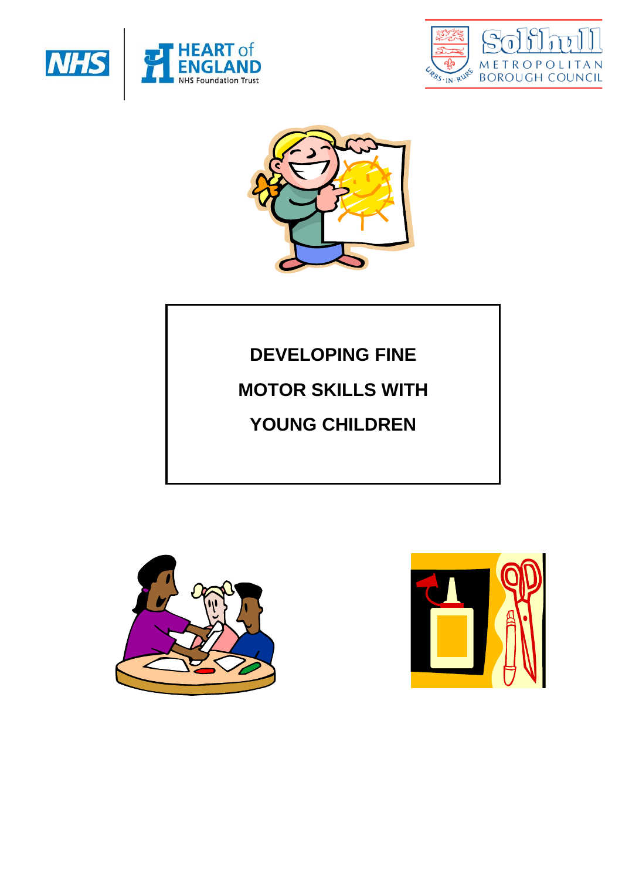# DEVELOPING FINE MOTOR SKILLS WITH YOUNG CHILDREN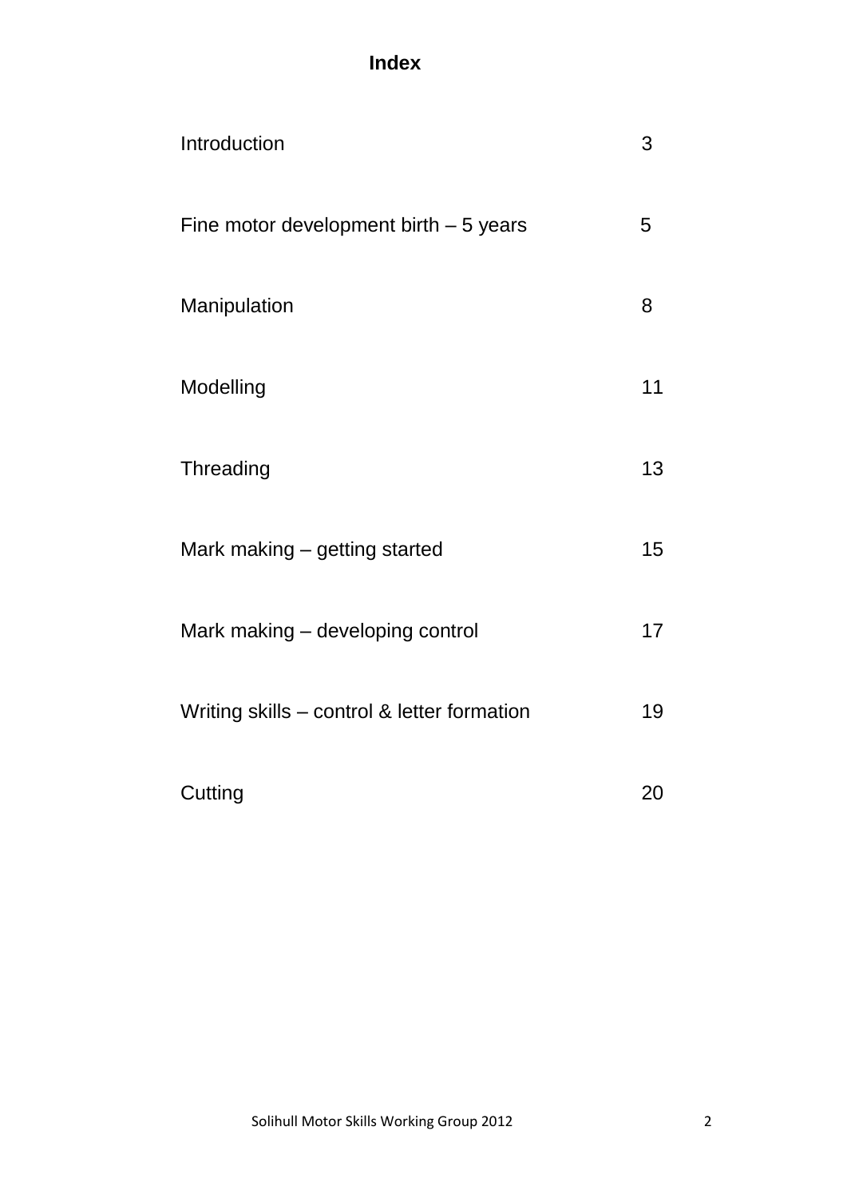# Index

| | |
|---|---|
| Introduction | 3 |
| Fine motor development birth – 5 years | 5 |
| Manipulation | 8 |
| Modelling | 11 |
| Threading | 13 |
| Mark making – getting started | 15 |
| Mark making – developing control | 17 |
| Writing skills – control & letter formation | 19 |
| Cutting | 20 |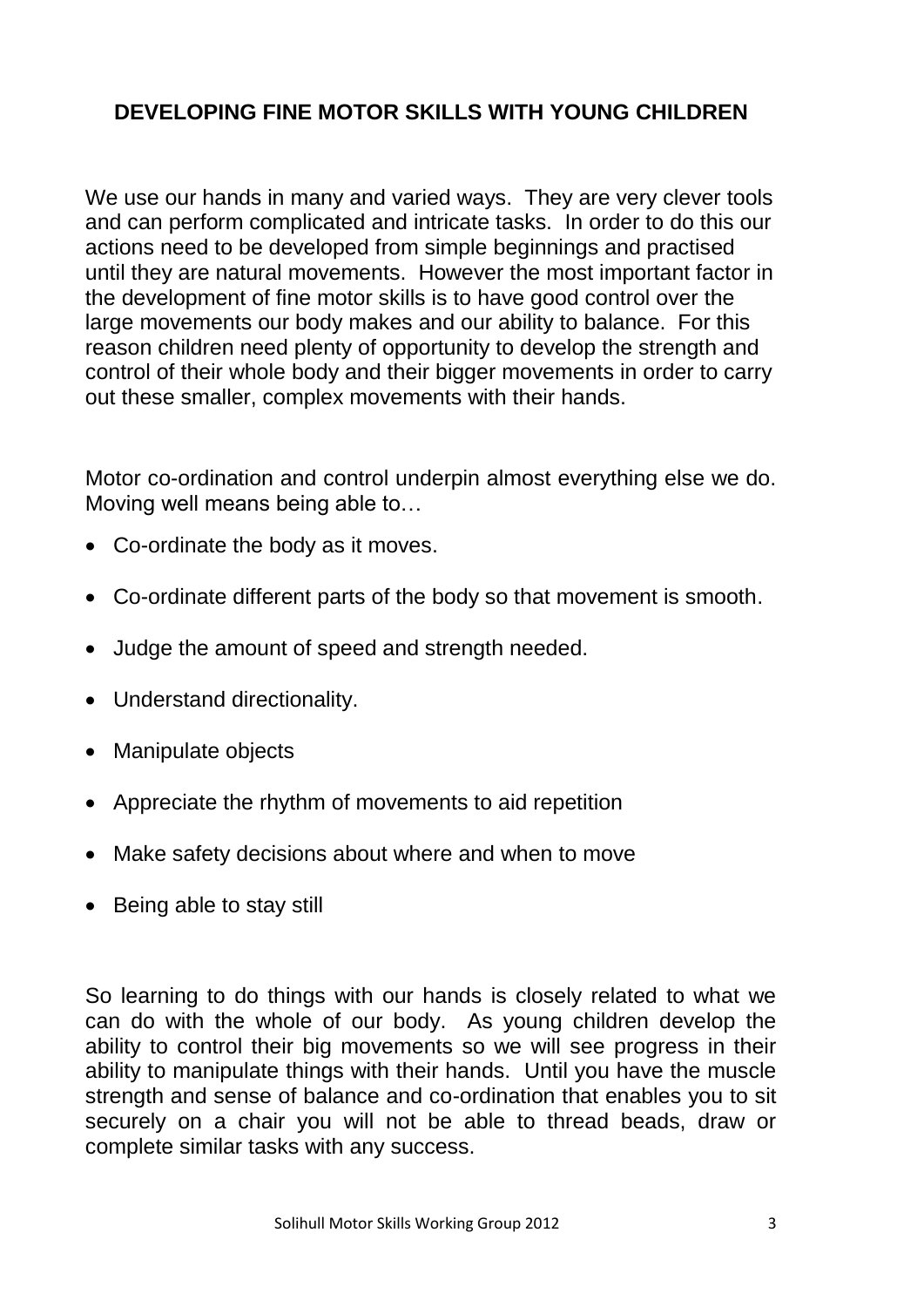## DEVELOPING FINE MOTOR SKILLS WITH YOUNG CHILDREN

We use our hands in many and varied ways. They are very clever tools and can perform complicated and intricate tasks. In order to do this our actions need to be developed from simple beginnings and practised until they are natural movements. However the most important factor in the development of fine motor skills is to have good control over the large movements our body makes and our ability to balance. For this reason children need plenty of opportunity to develop the strength and control of their whole body and their bigger movements in order to carry out these smaller, complex movements with their hands.

Motor co-ordination and control underpin almost everything else we do. Moving well means being able to…

- Co-ordinate the body as it moves.
- Co-ordinate different parts of the body so that movement is smooth.
- Judge the amount of speed and strength needed.
- Understand directionality.
- Manipulate objects
- Appreciate the rhythm of movements to aid repetition
- Make safety decisions about where and when to move
- Being able to stay still

So learning to do things with our hands is closely related to what we can do with the whole of our body. As young children develop the ability to control their big movements so we will see progress in their ability to manipulate things with their hands. Until you have the muscle strength and sense of balance and co-ordination that enables you to sit securely on a chair you will not be able to thread beads, draw or complete similar tasks with any success.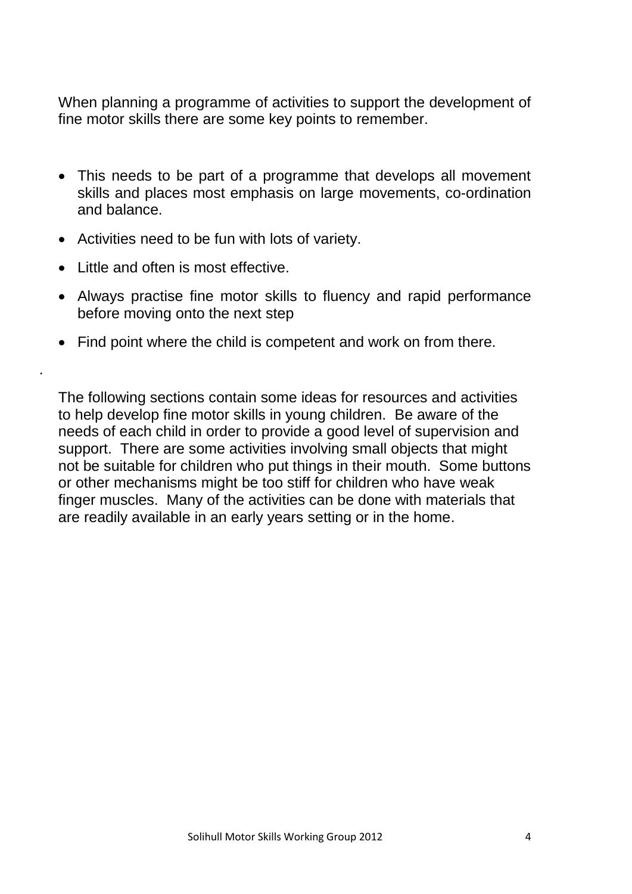When planning a programme of activities to support the development of fine motor skills there are some key points to remember.

- This needs to be part of a programme that develops all movement skills and places most emphasis on large movements, co-ordination and balance.
- Activities need to be fun with lots of variety.
- Little and often is most effective.
- Always practise fine motor skills to fluency and rapid performance before moving onto the next step
- Find point where the child is competent and work on from there.

.

The following sections contain some ideas for resources and activities to help develop fine motor skills in young children. Be aware of the needs of each child in order to provide a good level of supervision and support. There are some activities involving small objects that might not be suitable for children who put things in their mouth. Some buttons or other mechanisms might be too stiff for children who have weak finger muscles. Many of the activities can be done with materials that are readily available in an early years setting or in the home.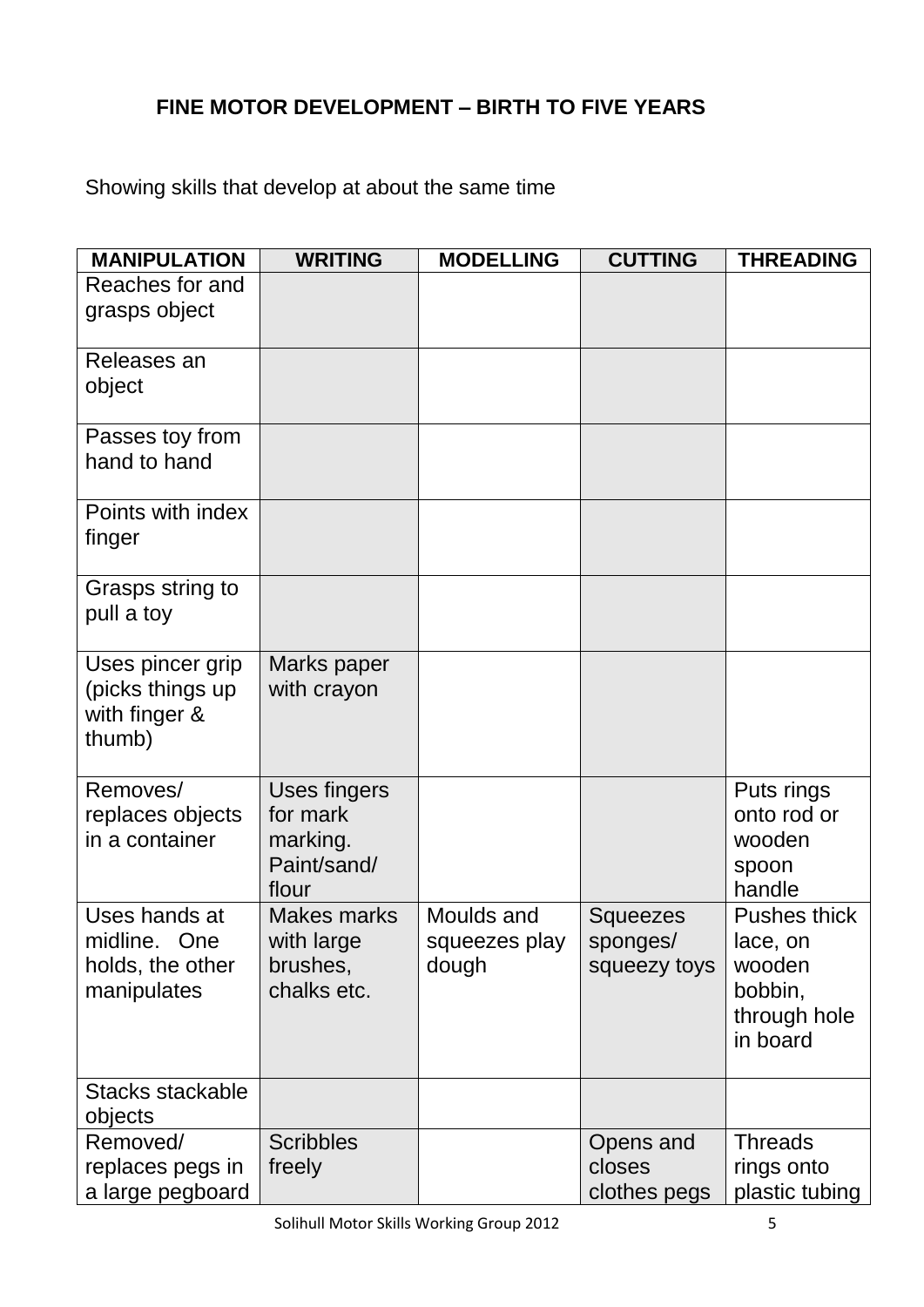## FINE MOTOR DEVELOPMENT – BIRTH TO FIVE YEARS

Showing skills that develop at about the same time

| MANIPULATION | WRITING | MODELLING | CUTTING | THREADING |
|---|---|---|---|---|
| Reaches for and grasps object | | | | |
| Releases an object | | | | |
| Passes toy from hand to hand | | | | |
| Points with index finger | | | | |
| Grasps string to pull a toy | | | | |
| Uses pincer grip (picks things up with finger & thumb) | Marks paper with crayon | | | |
| Removes/ replaces objects in a container | Uses fingers for mark marking. Paint/sand/ flour | | | Puts rings onto rod or wooden spoon handle |
| Uses hands at midline. One holds, the other manipulates | Makes marks with large brushes, chalks etc. | Moulds and squeezes play dough | Squeezes sponges/ squeezy toys | Pushes thick lace, on wooden bobbin, through hole in board |
| Stacks stackable objects | | | | |
| Removed/ replaces pegs in a large pegboard | Scribbles freely | | Opens and closes clothes pegs | Threads rings onto plastic tubing |

Solihull Motor Skills Working Group 2012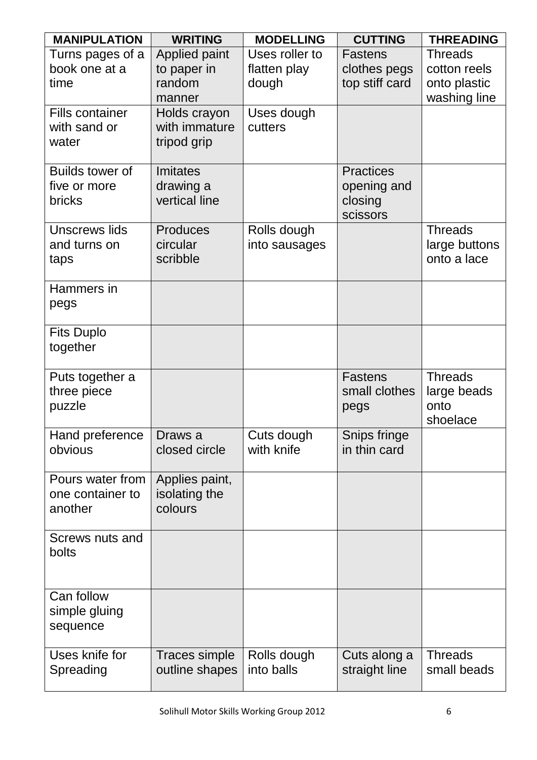| MANIPULATION | WRITING | MODELLING | CUTTING | THREADING |
|---|---|---|---|---|
| Turns pages of a book one at a time | Applied paint to paper in random manner | Uses roller to flatten play dough | Fastens clothes pegs top stiff card | Threads cotton reels onto plastic washing line |
| Fills container with sand or water | Holds crayon with immature tripod grip | Uses dough cutters | | |
| Builds tower of five or more bricks | Imitates drawing a vertical line | | Practices opening and closing scissors | |
| Unscrews lids and turns on taps | Produces circular scribble | Rolls dough into sausages | | Threads large buttons onto a lace |
| Hammers in pegs | | | | |
| Fits Duplo together | | | | |
| Puts together a three piece puzzle | | | Fastens small clothes pegs | Threads large beads onto shoelace |
| Hand preference obvious | Draws a closed circle | Cuts dough with knife | Snips fringe in thin card | |
| Pours water from one container to another | Applies paint, isolating the colours | | | |
| Screws nuts and bolts | | | | |
| Can follow simple gluing sequence | | | | |
| Uses knife for Spreading | Traces simple outline shapes | Rolls dough into balls | Cuts along a straight line | Threads small beads |

Solihull Motor Skills Working Group 2012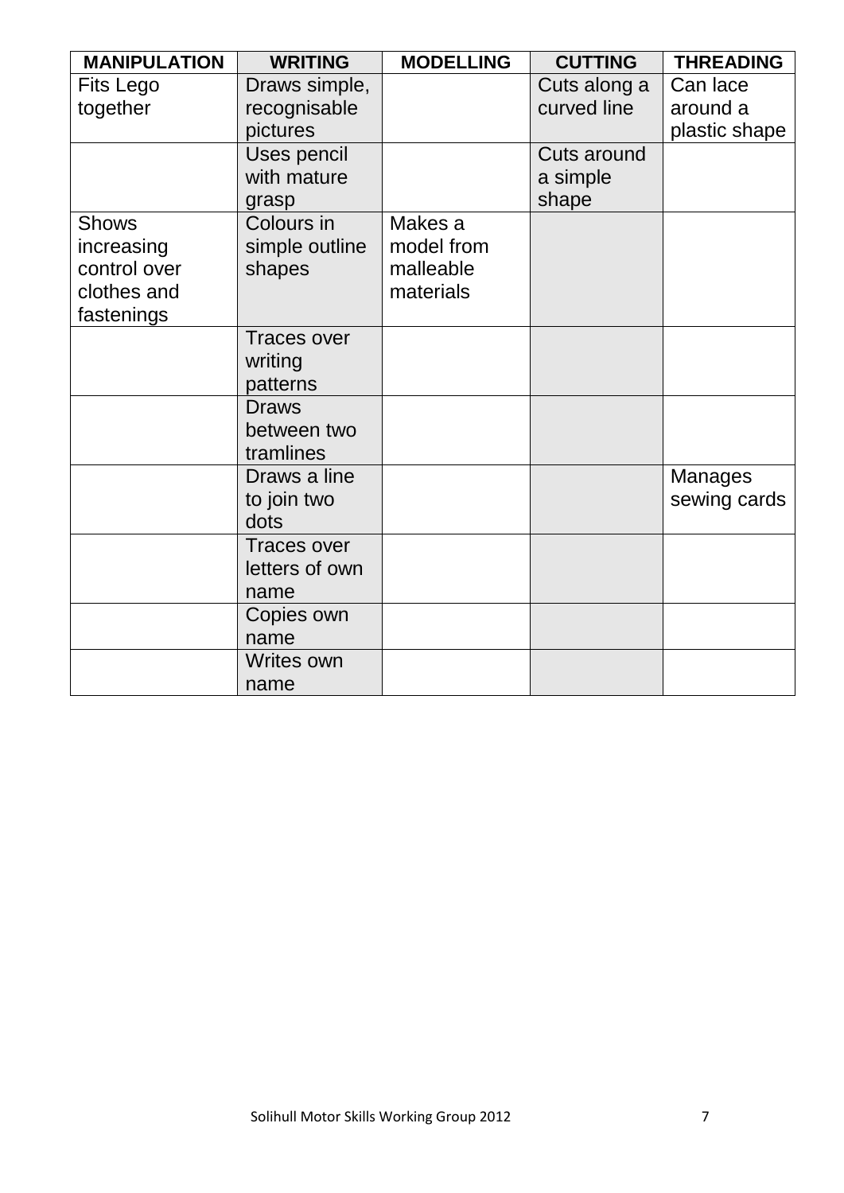| MANIPULATION | WRITING | MODELLING | CUTTING | THREADING |
|---|---|---|---|---|
| Fits Lego together | Draws simple, recognisable pictures | | Cuts along a curved line | Can lace around a plastic shape |
| | Uses pencil with mature grasp | | Cuts around a simple shape | |
| Shows increasing control over clothes and fastenings | Colours in simple outline shapes | Makes a model from malleable materials | | |
| | Traces over writing patterns | | | |
| | Draws between two tramlines | | | |
| | Draws a line to join two dots | | | Manages sewing cards |
| | Traces over letters of own name | | | |
| | Copies own name | | | |
| | Writes own name | | | |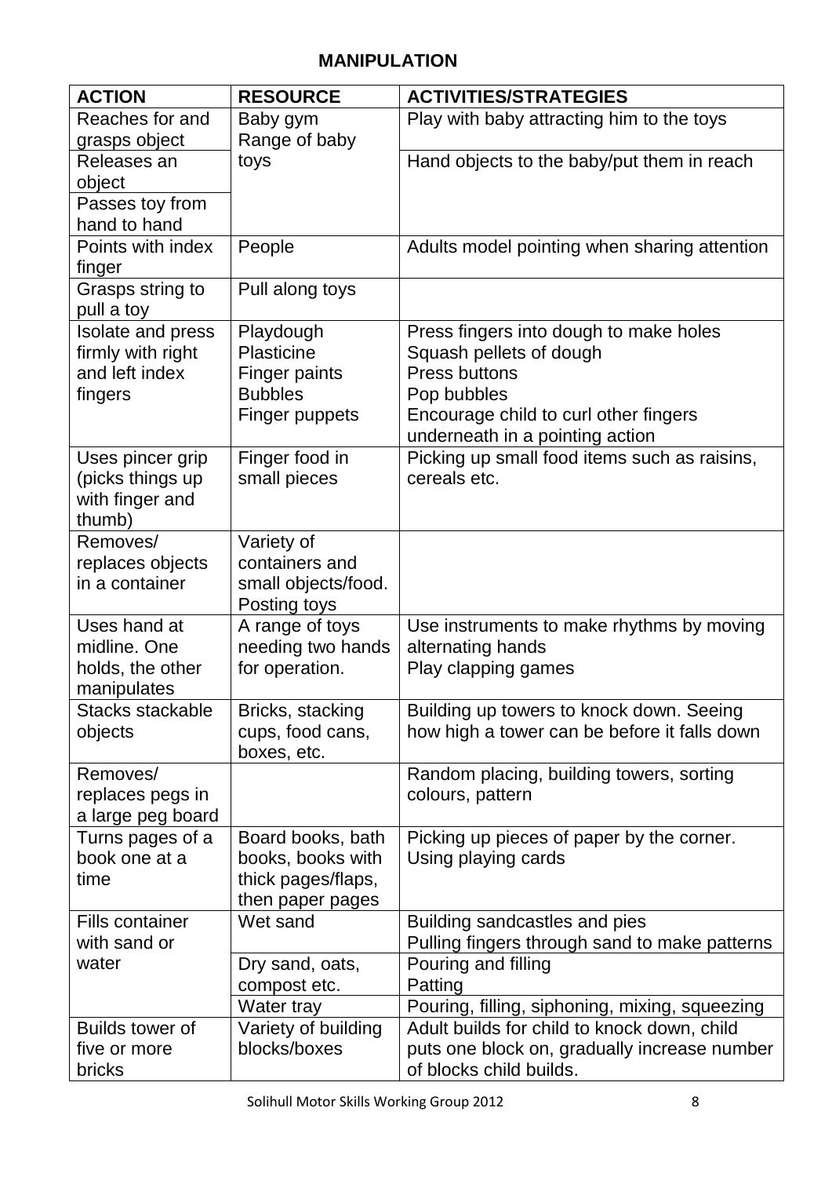## MANIPULATION

| ACTION | RESOURCE | ACTIVITIES/STRATEGIES |
|---|---|---|
| Reaches for and grasps object | Baby gym<br>Range of baby toys | Play with baby attracting him to the toys |
| Releases an object | | Hand objects to the baby/put them in reach |
| Passes toy from hand to hand | | |
| Points with index finger | People | Adults model pointing when sharing attention |
| Grasps string to pull a toy | Pull along toys | |
| Isolate and press firmly with right and left index fingers | Playdough<br>Plasticine<br>Finger paints<br>Bubbles<br>Finger puppets | Press fingers into dough to make holes<br>Squash pellets of dough<br>Press buttons<br>Pop bubbles<br>Encourage child to curl other fingers underneath in a pointing action |
| Uses pincer grip (picks things up with finger and thumb) | Finger food in small pieces | Picking up small food items such as raisins, cereals etc. |
| Removes/ replaces objects in a container | Variety of containers and small objects/food. Posting toys | |
| Uses hand at midline. One holds, the other manipulates | A range of toys needing two hands for operation. | Use instruments to make rhythms by moving alternating hands<br>Play clapping games |
| Stacks stackable objects | Bricks, stacking cups, food cans, boxes, etc. | Building up towers to knock down. Seeing how high a tower can be before it falls down |
| Removes/ replaces pegs in a large peg board | | Random placing, building towers, sorting colours, pattern |
| Turns pages of a book one at a time | Board books, bath books, books with thick pages/flaps, then paper pages | Picking up pieces of paper by the corner. Using playing cards |
| Fills container with sand or water | Wet sand | Building sandcastles and pies<br>Pulling fingers through sand to make patterns |
| | Dry sand, oats, compost etc. | Pouring and filling<br>Patting |
| | Water tray | Pouring, filling, siphoning, mixing, squeezing |
| Builds tower of five or more bricks | Variety of building blocks/boxes | Adult builds for child to knock down, child puts one block on, gradually increase number of blocks child builds. |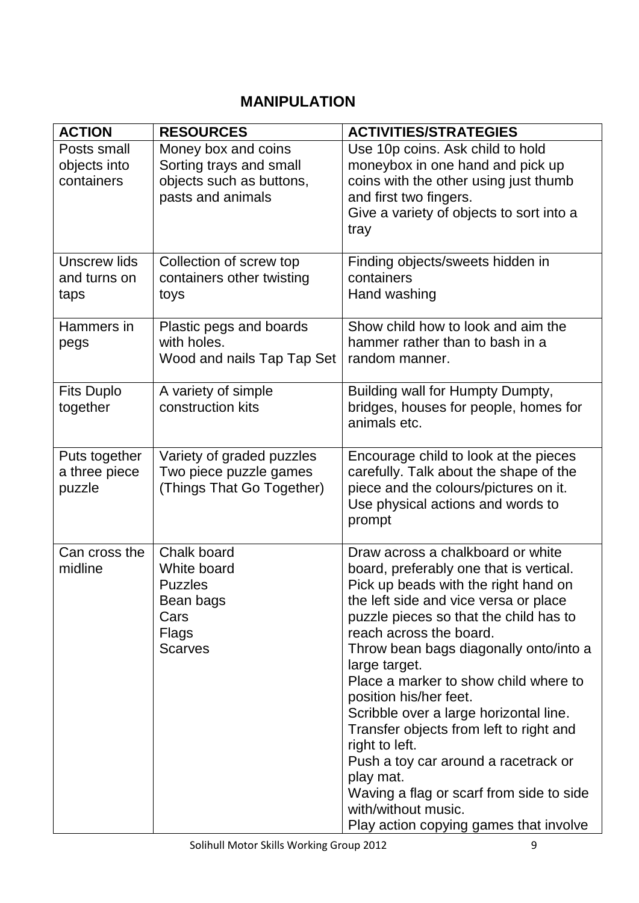## MANIPULATION

| ACTION | RESOURCES | ACTIVITIES/STRATEGIES |
|---|---|---|
| Posts small objects into containers | Money box and coins<br>Sorting trays and small objects such as buttons, pasts and animals | Use 10p coins. Ask child to hold moneybox in one hand and pick up coins with the other using just thumb and first two fingers.<br>Give a variety of objects to sort into a tray |
| Unscrew lids and turns on taps | Collection of screw top containers other twisting toys | Finding objects/sweets hidden in containers<br>Hand washing |
| Hammers in pegs | Plastic pegs and boards with holes.<br>Wood and nails Tap Tap Set | Show child how to look and aim the hammer rather than to bash in a random manner. |
| Fits Duplo together | A variety of simple construction kits | Building wall for Humpty Dumpty, bridges, houses for people, homes for animals etc. |
| Puts together a three piece puzzle | Variety of graded puzzles<br>Two piece puzzle games (Things That Go Together) | Encourage child to look at the pieces carefully. Talk about the shape of the piece and the colours/pictures on it.<br>Use physical actions and words to prompt |
| Can cross the midline | Chalk board<br>White board<br>Puzzles<br>Bean bags<br>Cars<br>Flags<br>Scarves | Draw across a chalkboard or white board, preferably one that is vertical.<br>Pick up beads with the right hand on the left side and vice versa or place puzzle pieces so that the child has to reach across the board.<br>Throw bean bags diagonally onto/into a large target.<br>Place a marker to show child where to position his/her feet.<br>Scribble over a large horizontal line.<br>Transfer objects from left to right and right to left.<br>Push a toy car around a racetrack or play mat.<br>Waving a flag or scarf from side to side with/without music.<br>Play action copying games that involve |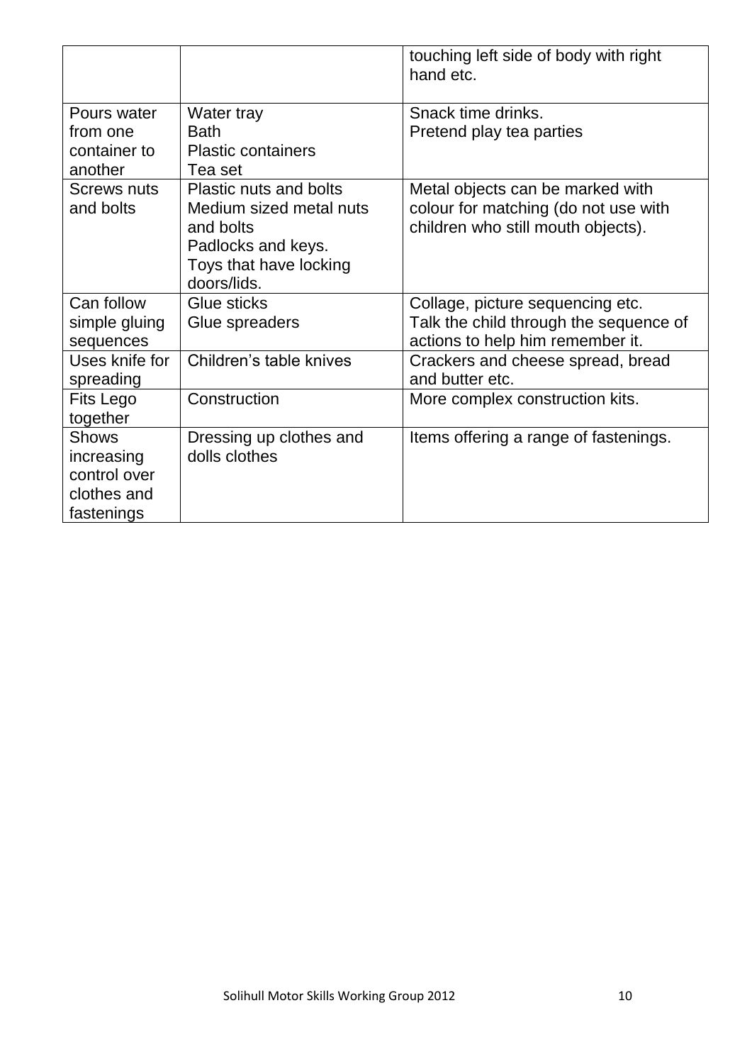| | | |
|---|---|---|
| | | touching left side of body with right hand etc. |
| Pours water from one container to another | Water tray<br>Bath<br>Plastic containers<br>Tea set | Snack time drinks.<br>Pretend play tea parties |
| Screws nuts and bolts | Plastic nuts and bolts<br>Medium sized metal nuts and bolts<br>Padlocks and keys.<br>Toys that have locking doors/lids. | Metal objects can be marked with colour for matching (do not use with children who still mouth objects). |
| Can follow simple gluing sequences | Glue sticks<br>Glue spreaders | Collage, picture sequencing etc.<br>Talk the child through the sequence of actions to help him remember it. |
| Uses knife for spreading | Children's table knives | Crackers and cheese spread, bread and butter etc. |
| Fits Lego together | Construction | More complex construction kits. |
| Shows increasing control over clothes and fastenings | Dressing up clothes and dolls clothes | Items offering a range of fastenings. |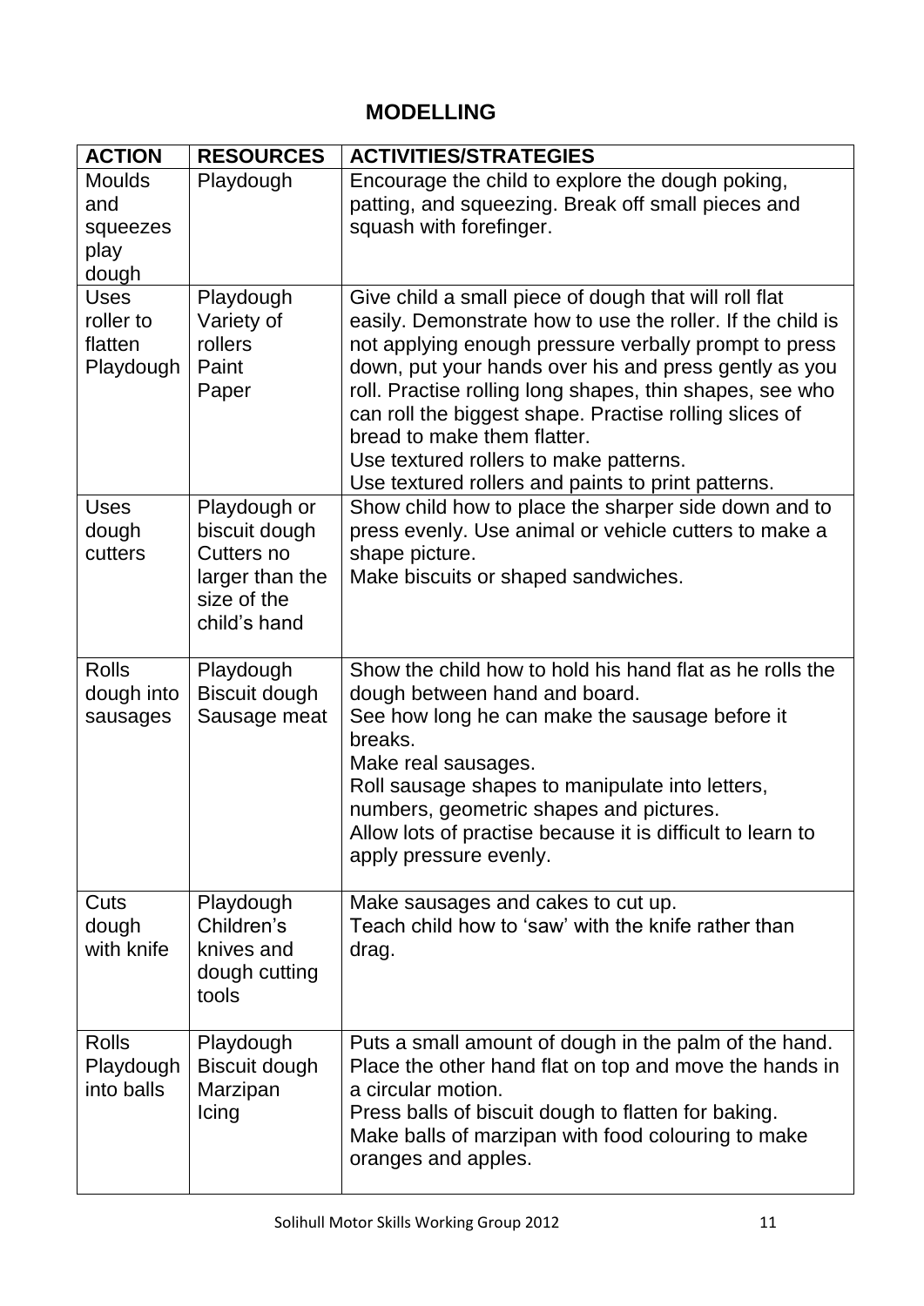# MODELLING

| ACTION | RESOURCES | ACTIVITIES/STRATEGIES |
|---|---|---|
| Moulds and squeezes play dough | Playdough | Encourage the child to explore the dough poking, patting, and squeezing. Break off small pieces and squash with forefinger. |
| Uses roller to flatten Playdough | Playdough<br>Variety of rollers<br>Paint<br>Paper | Give child a small piece of dough that will roll flat easily. Demonstrate how to use the roller. If the child is not applying enough pressure verbally prompt to press down, put your hands over his and press gently as you roll. Practise rolling long shapes, thin shapes, see who can roll the biggest shape. Practise rolling slices of bread to make them flatter.<br>Use textured rollers to make patterns.<br>Use textured rollers and paints to print patterns. |
| Uses dough cutters | Playdough or biscuit dough<br>Cutters no larger than the size of the child's hand | Show child how to place the sharper side down and to press evenly. Use animal or vehicle cutters to make a shape picture.<br>Make biscuits or shaped sandwiches. |
| Rolls dough into sausages | Playdough<br>Biscuit dough<br>Sausage meat | Show the child how to hold his hand flat as he rolls the dough between hand and board.<br>See how long he can make the sausage before it breaks.<br>Make real sausages.<br>Roll sausage shapes to manipulate into letters, numbers, geometric shapes and pictures.<br>Allow lots of practise because it is difficult to learn to apply pressure evenly. |
| Cuts dough with knife | Playdough<br>Children's knives and dough cutting tools | Make sausages and cakes to cut up.<br>Teach child how to 'saw' with the knife rather than drag. |
| Rolls Playdough into balls | Playdough<br>Biscuit dough<br>Marzipan<br>Icing | Puts a small amount of dough in the palm of the hand. Place the other hand flat on top and move the hands in a circular motion.<br>Press balls of biscuit dough to flatten for baking.<br>Make balls of marzipan with food colouring to make oranges and apples. |

Solihull Motor Skills Working Group 2012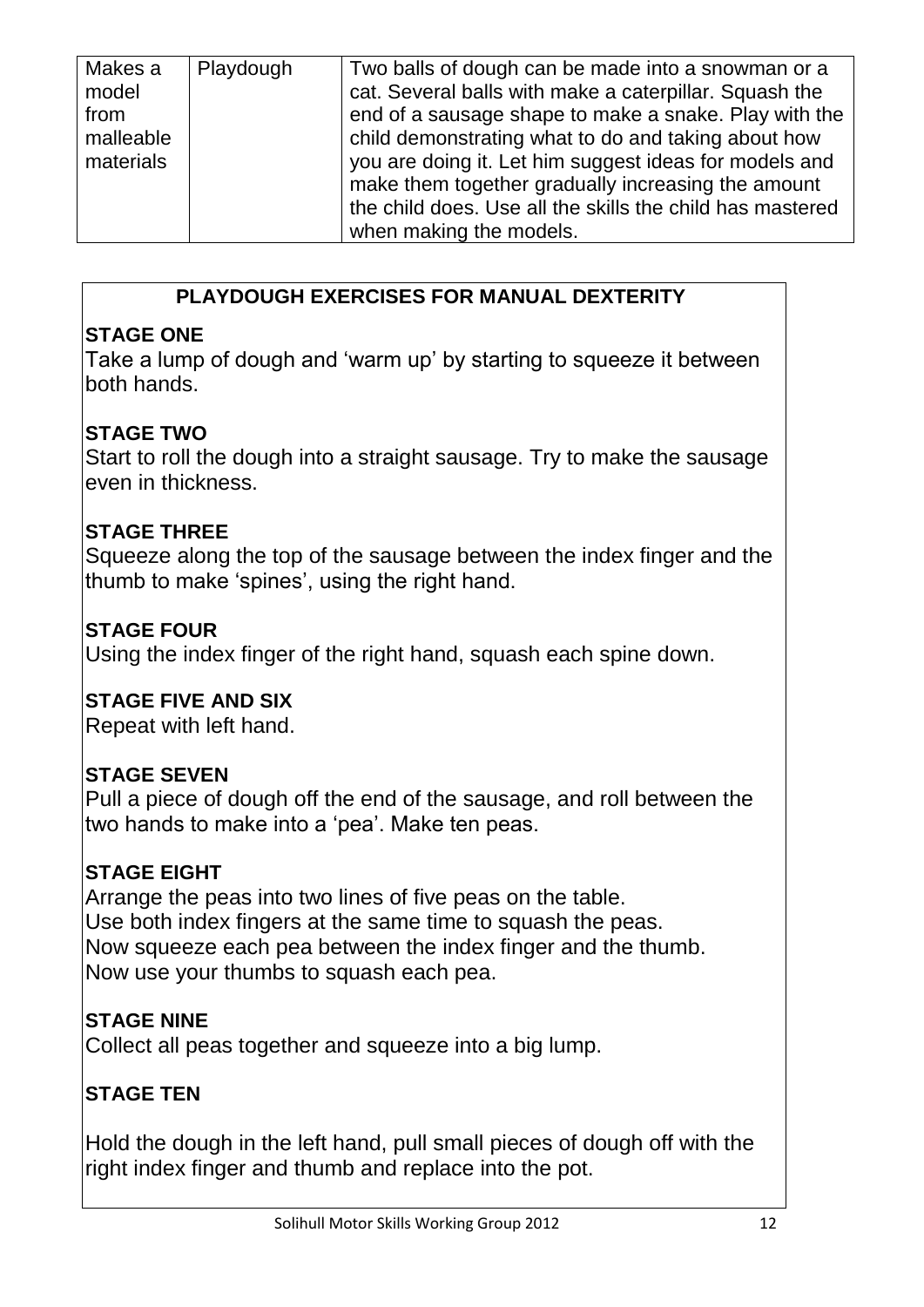| Makes a model from malleable materials | Playdough | Two balls of dough can be made into a snowman or a cat. Several balls with make a caterpillar. Squash the end of a sausage shape to make a snake. Play with the child demonstrating what to do and taking about how you are doing it. Let him suggest ideas for models and make them together gradually increasing the amount the child does. Use all the skills the child has mastered when making the models. |
|---|---|---|

## PLAYDOUGH EXERCISES FOR MANUAL DEXTERITY

**STAGE ONE**
Take a lump of dough and 'warm up' by starting to squeeze it between both hands.

**STAGE TWO**
Start to roll the dough into a straight sausage. Try to make the sausage even in thickness.

**STAGE THREE**
Squeeze along the top of the sausage between the index finger and the thumb to make 'spines', using the right hand.

**STAGE FOUR**
Using the index finger of the right hand, squash each spine down.

**STAGE FIVE AND SIX**
Repeat with left hand.

**STAGE SEVEN**
Pull a piece of dough off the end of the sausage, and roll between the two hands to make into a 'pea'. Make ten peas.

**STAGE EIGHT**
Arrange the peas into two lines of five peas on the table.
Use both index fingers at the same time to squash the peas.
Now squeeze each pea between the index finger and the thumb.
Now use your thumbs to squash each pea.

**STAGE NINE**
Collect all peas together and squeeze into a big lump.

**STAGE TEN**

Hold the dough in the left hand, pull small pieces of dough off with the right index finger and thumb and replace into the pot.

Solihull Motor Skills Working Group 2012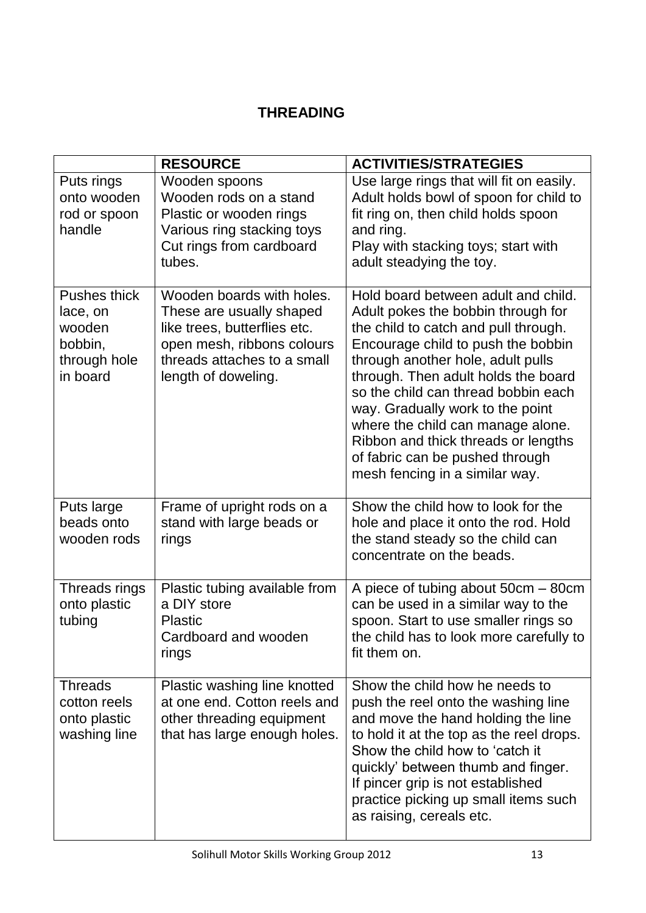# THREADING

| | RESOURCE | ACTIVITIES/STRATEGIES |
|---|---|---|
| Puts rings onto wooden rod or spoon handle | Wooden spoons<br>Wooden rods on a stand<br>Plastic or wooden rings<br>Various ring stacking toys<br>Cut rings from cardboard tubes. | Use large rings that will fit on easily. Adult holds bowl of spoon for child to fit ring on, then child holds spoon and ring.<br>Play with stacking toys; start with adult steadying the toy. |
| Pushes thick lace, on wooden bobbin, through hole in board | Wooden boards with holes. These are usually shaped like trees, butterflies etc. open mesh, ribbons colours threads attaches to a small length of doweling. | Hold board between adult and child. Adult pokes the bobbin through for the child to catch and pull through. Encourage child to push the bobbin through another hole, adult pulls through. Then adult holds the board so the child can thread bobbin each way. Gradually work to the point where the child can manage alone. Ribbon and thick threads or lengths of fabric can be pushed through mesh fencing in a similar way. |
| Puts large beads onto wooden rods | Frame of upright rods on a stand with large beads or rings | Show the child how to look for the hole and place it onto the rod. Hold the stand steady so the child can concentrate on the beads. |
| Threads rings onto plastic tubing | Plastic tubing available from a DIY store<br>Plastic<br>Cardboard and wooden rings | A piece of tubing about 50cm – 80cm can be used in a similar way to the spoon. Start to use smaller rings so the child has to look more carefully to fit them on. |
| Threads cotton reels onto plastic washing line | Plastic washing line knotted at one end. Cotton reels and other threading equipment that has large enough holes. | Show the child how he needs to push the reel onto the washing line and move the hand holding the line to hold it at the top as the reel drops. Show the child how to 'catch it quickly' between thumb and finger.<br>If pincer grip is not established practice picking up small items such as raising, cereals etc. |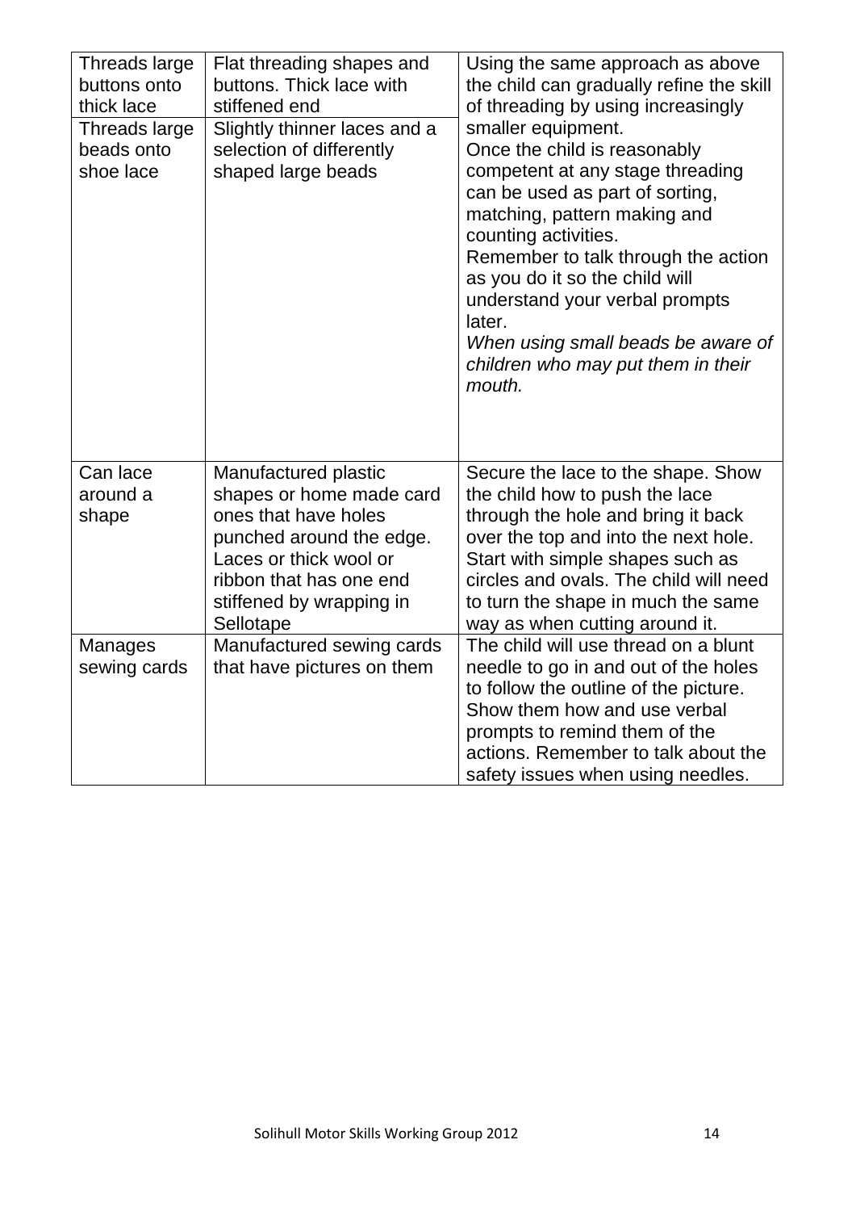| | | |
|---|---|---|
| Threads large buttons onto thick lace | Flat threading shapes and buttons. Thick lace with stiffened end | Using the same approach as above the child can gradually refine the skill of threading by using increasingly smaller equipment. Once the child is reasonably competent at any stage threading can be used as part of sorting, matching, pattern making and counting activities. Remember to talk through the action as you do it so the child will understand your verbal prompts later. *When using small beads be aware of children who may put them in their mouth.* |
| Threads large beads onto shoe lace | Slightly thinner laces and a selection of differently shaped large beads | |
| Can lace around a shape | Manufactured plastic shapes or home made card ones that have holes punched around the edge. Laces or thick wool or ribbon that has one end stiffened by wrapping in Sellotape | Secure the lace to the shape. Show the child how to push the lace through the hole and bring it back over the top and into the next hole. Start with simple shapes such as circles and ovals. The child will need to turn the shape in much the same way as when cutting around it. |
| Manages sewing cards | Manufactured sewing cards that have pictures on them | The child will use thread on a blunt needle to go in and out of the holes to follow the outline of the picture. Show them how and use verbal prompts to remind them of the actions. Remember to talk about the safety issues when using needles. |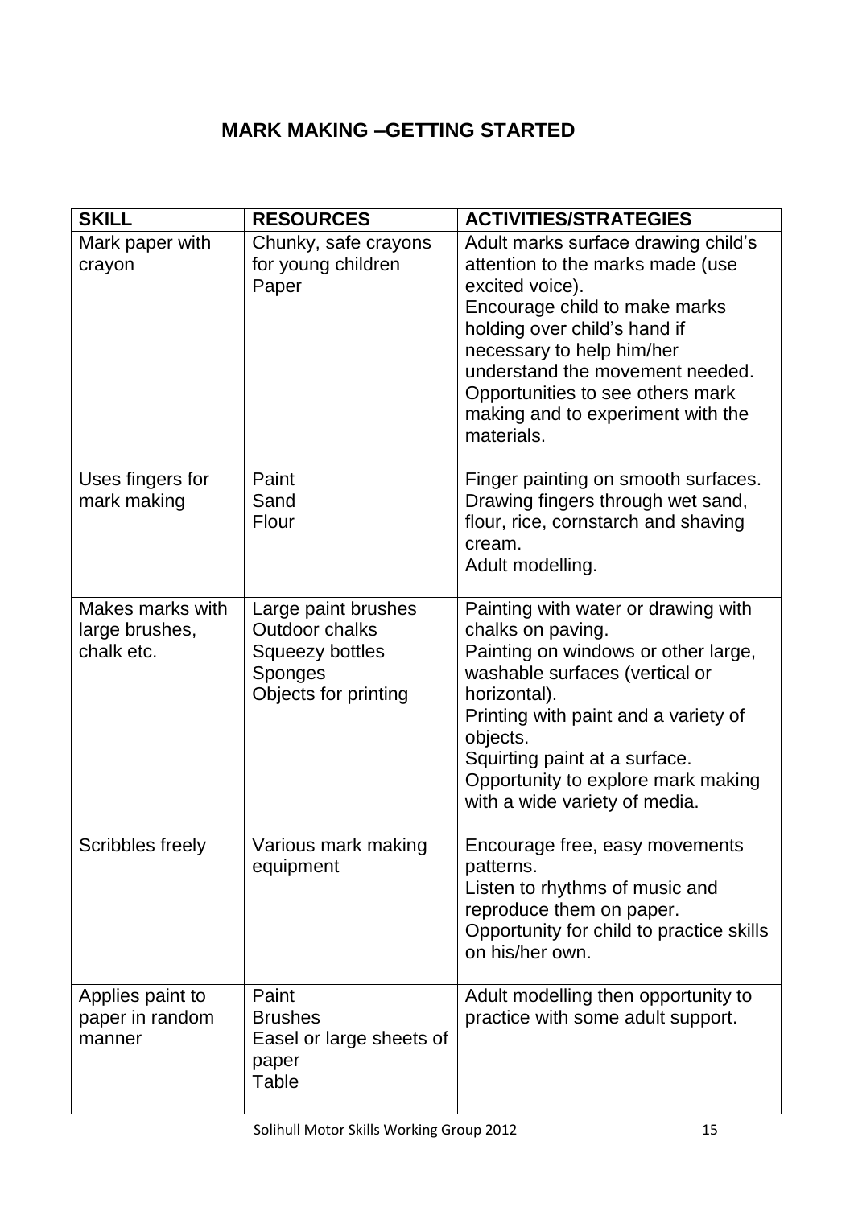# MARK MAKING –GETTING STARTED

| SKILL | RESOURCES | ACTIVITIES/STRATEGIES |
|---|---|---|
| Mark paper with crayon | Chunky, safe crayons for young children<br>Paper | Adult marks surface drawing child's attention to the marks made (use excited voice).<br>Encourage child to make marks holding over child's hand if necessary to help him/her understand the movement needed.<br>Opportunities to see others mark making and to experiment with the materials. |
| Uses fingers for mark making | Paint<br>Sand<br>Flour | Finger painting on smooth surfaces.<br>Drawing fingers through wet sand, flour, rice, cornstarch and shaving cream.<br>Adult modelling. |
| Makes marks with large brushes, chalk etc. | Large paint brushes<br>Outdoor chalks<br>Squeezy bottles<br>Sponges<br>Objects for printing | Painting with water or drawing with chalks on paving.<br>Painting on windows or other large, washable surfaces (vertical or horizontal).<br>Printing with paint and a variety of objects.<br>Squirting paint at a surface.<br>Opportunity to explore mark making with a wide variety of media. |
| Scribbles freely | Various mark making equipment | Encourage free, easy movements patterns.<br>Listen to rhythms of music and reproduce them on paper.<br>Opportunity for child to practice skills on his/her own. |
| Applies paint to paper in random manner | Paint<br>Brushes<br>Easel or large sheets of paper<br>Table | Adult modelling then opportunity to practice with some adult support. |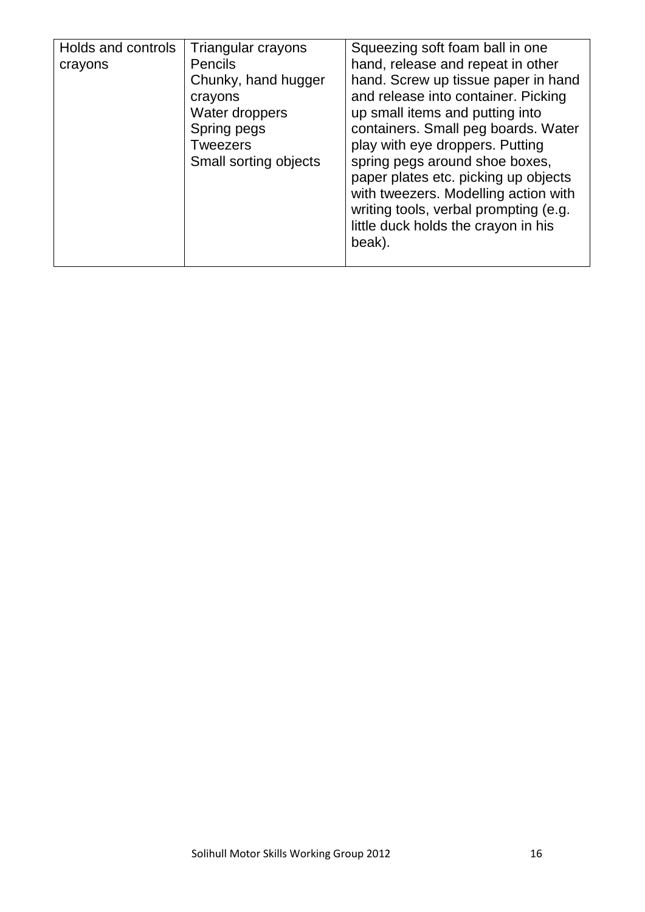| Holds and controls crayons | Triangular crayons<br>Pencils<br>Chunky, hand hugger crayons<br>Water droppers<br>Spring pegs<br>Tweezers<br>Small sorting objects | Squeezing soft foam ball in one hand, release and repeat in other hand. Screw up tissue paper in hand and release into container. Picking up small items and putting into containers. Small peg boards. Water play with eye droppers. Putting spring pegs around shoe boxes, paper plates etc. picking up objects with tweezers. Modelling action with writing tools, verbal prompting (e.g. little duck holds the crayon in his beak). |
|---|---|---|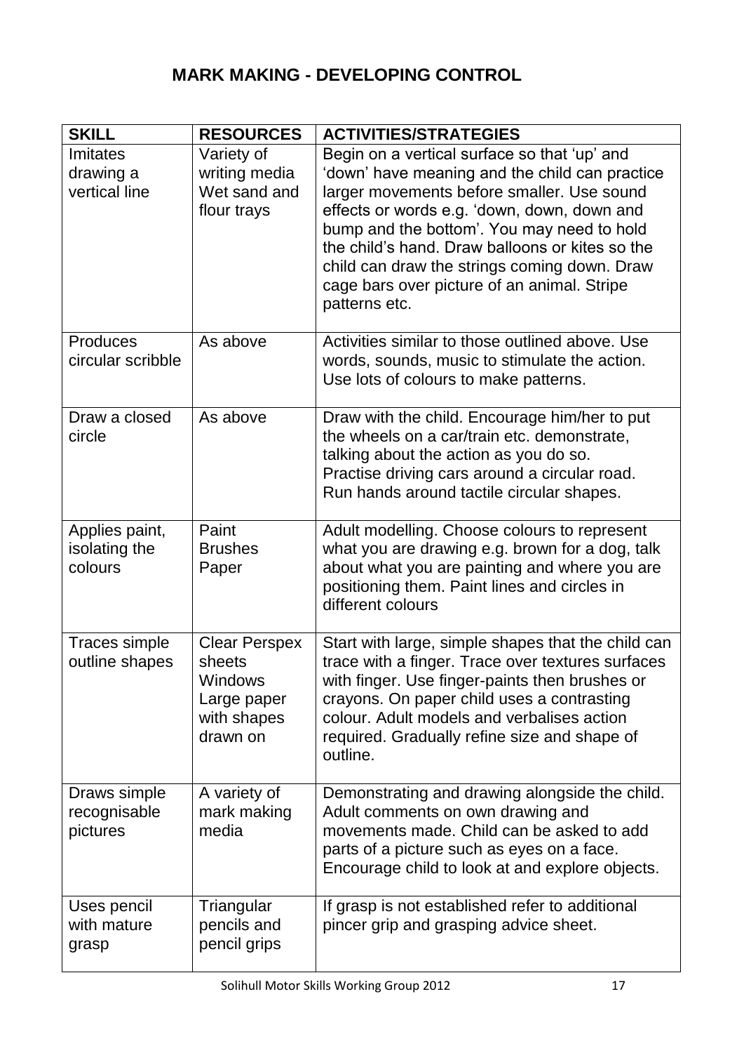# MARK MAKING - DEVELOPING CONTROL

| SKILL | RESOURCES | ACTIVITIES/STRATEGIES |
|---|---|---|
| Imitates drawing a vertical line | Variety of writing media<br>Wet sand and flour trays | Begin on a vertical surface so that 'up' and 'down' have meaning and the child can practice larger movements before smaller. Use sound effects or words e.g. 'down, down, down and bump and the bottom'. You may need to hold the child's hand. Draw balloons or kites so the child can draw the strings coming down. Draw cage bars over picture of an animal. Stripe patterns etc. |
| Produces circular scribble | As above | Activities similar to those outlined above. Use words, sounds, music to stimulate the action. Use lots of colours to make patterns. |
| Draw a closed circle | As above | Draw with the child. Encourage him/her to put the wheels on a car/train etc. demonstrate, talking about the action as you do so.<br>Practise driving cars around a circular road.<br>Run hands around tactile circular shapes. |
| Applies paint, isolating the colours | Paint<br>Brushes<br>Paper | Adult modelling. Choose colours to represent what you are drawing e.g. brown for a dog, talk about what you are painting and where you are positioning them. Paint lines and circles in different colours |
| Traces simple outline shapes | Clear Perspex sheets<br>Windows<br>Large paper with shapes drawn on | Start with large, simple shapes that the child can trace with a finger. Trace over textures surfaces with finger. Use finger-paints then brushes or crayons. On paper child uses a contrasting colour. Adult models and verbalises action required. Gradually refine size and shape of outline. |
| Draws simple recognisable pictures | A variety of mark making media | Demonstrating and drawing alongside the child. Adult comments on own drawing and movements made. Child can be asked to add parts of a picture such as eyes on a face. Encourage child to look at and explore objects. |
| Uses pencil with mature grasp | Triangular pencils and pencil grips | If grasp is not established refer to additional pincer grip and grasping advice sheet. |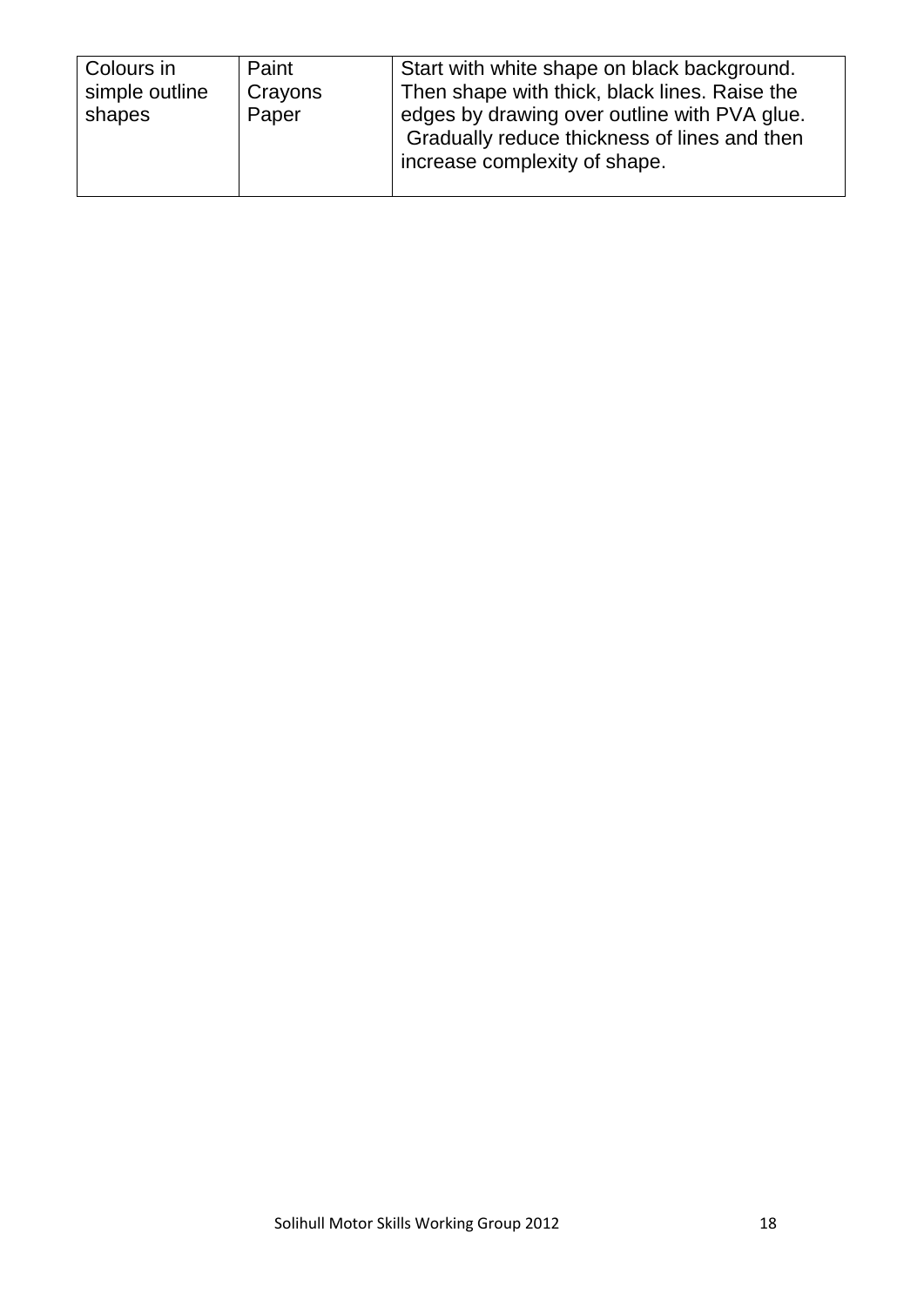| Colours in simple outline shapes | Paint<br>Crayons<br>Paper | Start with white shape on black background. Then shape with thick, black lines. Raise the edges by drawing over outline with PVA glue. Gradually reduce thickness of lines and then increase complexity of shape. |
|---|---|---|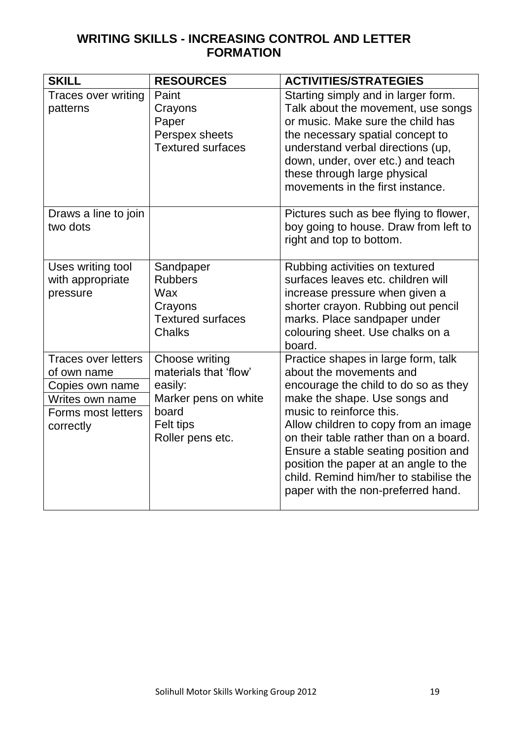# WRITING SKILLS - INCREASING CONTROL AND LETTER FORMATION

| SKILL | RESOURCES | ACTIVITIES/STRATEGIES |
|---|---|---|
| Traces over writing patterns | Paint<br>Crayons<br>Paper<br>Perspex sheets<br>Textured surfaces | Starting simply and in larger form. Talk about the movement, use songs or music. Make sure the child has the necessary spatial concept to understand verbal directions (up, down, under, over etc.) and teach these through large physical movements in the first instance. |
| Draws a line to join two dots | | Pictures such as bee flying to flower, boy going to house. Draw from left to right and top to bottom. |
| Uses writing tool with appropriate pressure | Sandpaper<br>Rubbers<br>Wax<br>Crayons<br>Textured surfaces<br>Chalks | Rubbing activities on textured surfaces leaves etc. children will increase pressure when given a shorter crayon. Rubbing out pencil marks. Place sandpaper under colouring sheet. Use chalks on a board. |
| Traces over letters of own name<br>Copies own name<br>Writes own name<br>Forms most letters correctly | Choose writing materials that 'flow' easily:<br>Marker pens on white board<br>Felt tips<br>Roller pens etc. | Practice shapes in large form, talk about the movements and encourage the child to do so as they make the shape. Use songs and music to reinforce this.<br>Allow children to copy from an image on their table rather than on a board. Ensure a stable seating position and position the paper at an angle to the child. Remind him/her to stabilise the paper with the non-preferred hand. |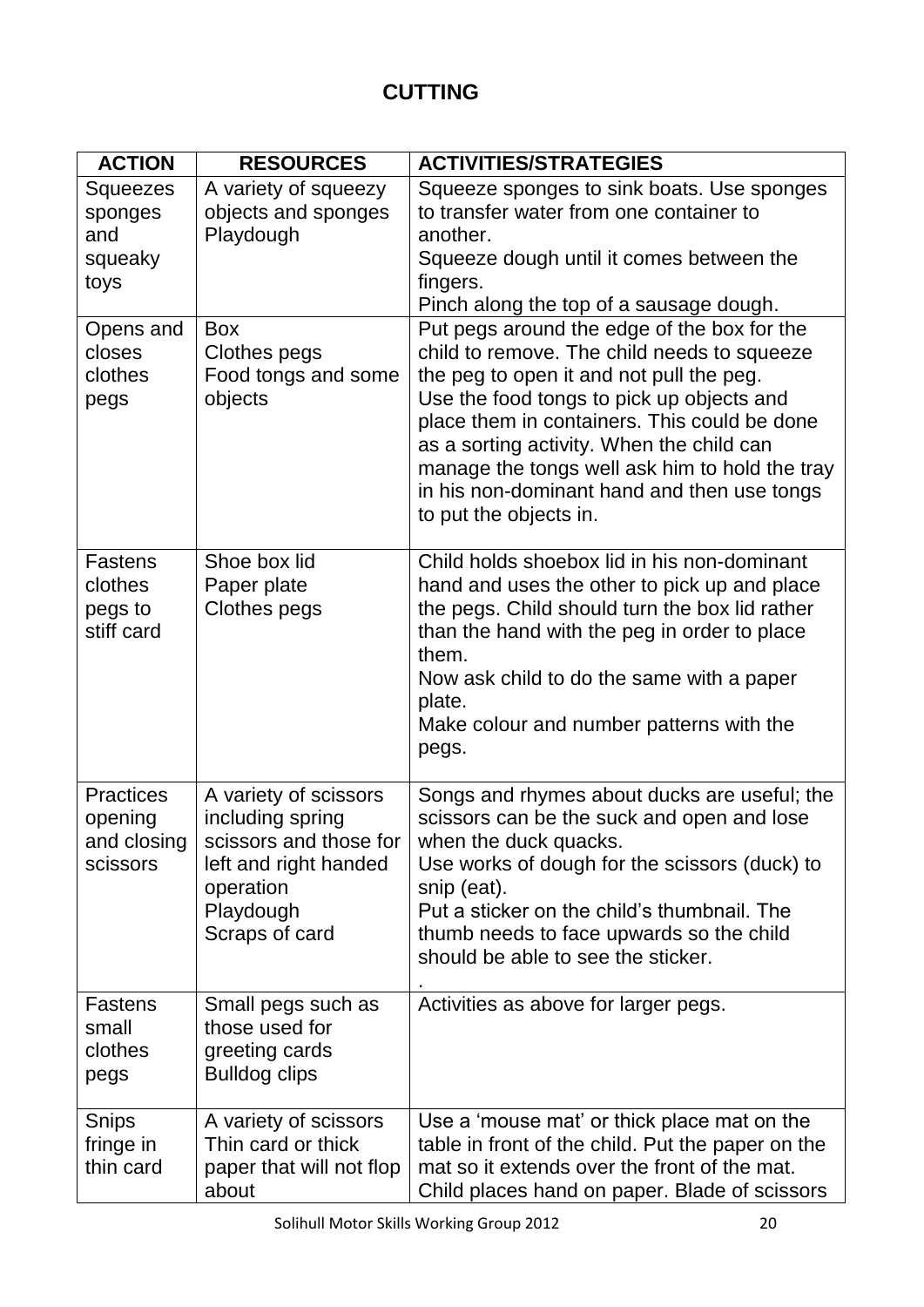## CUTTING

| ACTION | RESOURCES | ACTIVITIES/STRATEGIES |
|---|---|---|
| Squeezes sponges and squeaky toys | A variety of squeezy objects and sponges<br>Playdough | Squeeze sponges to sink boats. Use sponges to transfer water from one container to another.<br>Squeeze dough until it comes between the fingers.<br>Pinch along the top of a sausage dough. |
| Opens and closes clothes pegs | Box<br>Clothes pegs<br>Food tongs and some objects | Put pegs around the edge of the box for the child to remove. The child needs to squeeze the peg to open it and not pull the peg.<br>Use the food tongs to pick up objects and place them in containers. This could be done as a sorting activity. When the child can manage the tongs well ask him to hold the tray in his non-dominant hand and then use tongs to put the objects in. |
| Fastens clothes pegs to stiff card | Shoe box lid<br>Paper plate<br>Clothes pegs | Child holds shoebox lid in his non-dominant hand and uses the other to pick up and place the pegs. Child should turn the box lid rather than the hand with the peg in order to place them.<br>Now ask child to do the same with a paper plate.<br>Make colour and number patterns with the pegs. |
| Practices opening and closing scissors | A variety of scissors including spring scissors and those for left and right handed operation<br>Playdough<br>Scraps of card | Songs and rhymes about ducks are useful; the scissors can be the suck and open and lose when the duck quacks.<br>Use works of dough for the scissors (duck) to snip (eat).<br>Put a sticker on the child's thumbnail. The thumb needs to face upwards so the child should be able to see the sticker.<br>. |
| Fastens small clothes pegs | Small pegs such as those used for greeting cards<br>Bulldog clips | Activities as above for larger pegs. |
| Snips fringe in thin card | A variety of scissors<br>Thin card or thick paper that will not flop about | Use a 'mouse mat' or thick place mat on the table in front of the child. Put the paper on the mat so it extends over the front of the mat. Child places hand on paper. Blade of scissors |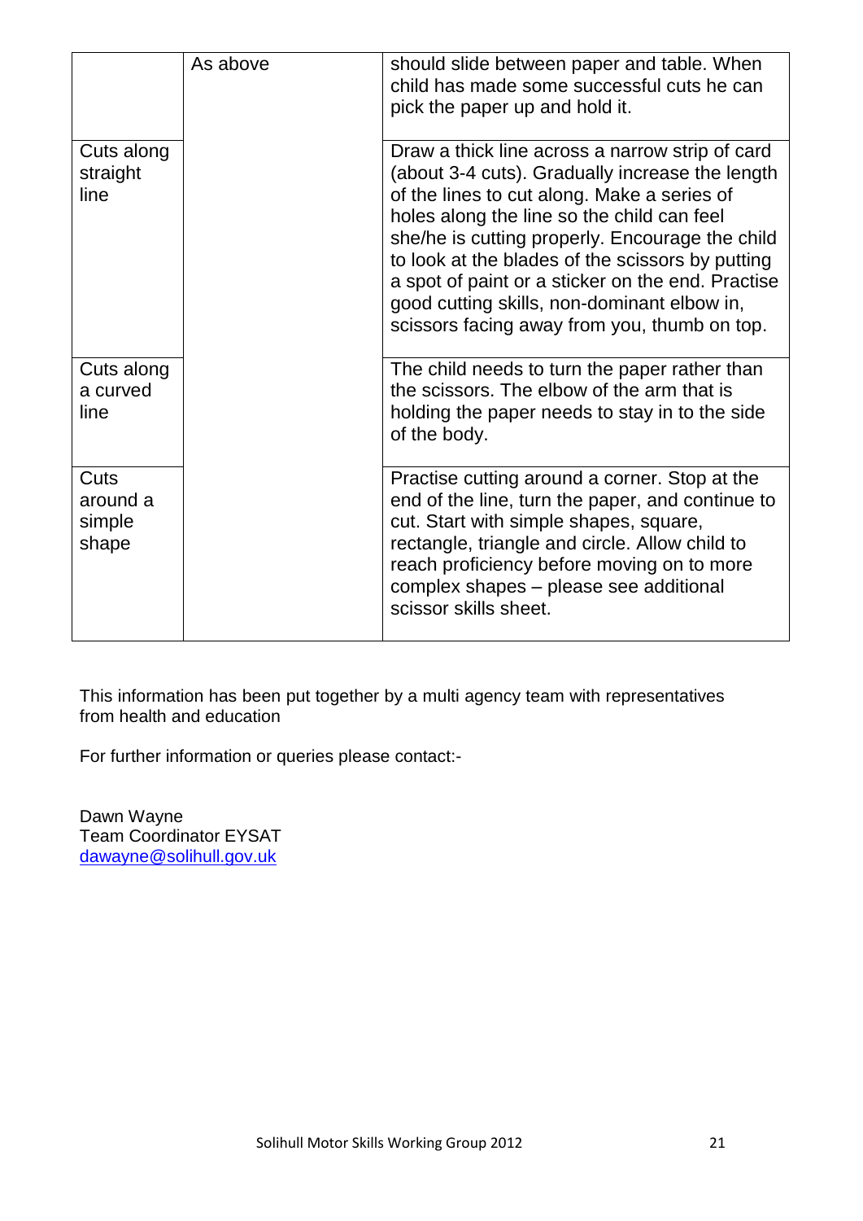| | | |
|---|---|---|
| | As above | should slide between paper and table. When child has made some successful cuts he can pick the paper up and hold it. |
| Cuts along straight line | | Draw a thick line across a narrow strip of card (about 3-4 cuts). Gradually increase the length of the lines to cut along. Make a series of holes along the line so the child can feel she/he is cutting properly. Encourage the child to look at the blades of the scissors by putting a spot of paint or a sticker on the end. Practise good cutting skills, non-dominant elbow in, scissors facing away from you, thumb on top. |
| Cuts along a curved line | | The child needs to turn the paper rather than the scissors. The elbow of the arm that is holding the paper needs to stay in to the side of the body. |
| Cuts around a simple shape | | Practise cutting around a corner. Stop at the end of the line, turn the paper, and continue to cut. Start with simple shapes, square, rectangle, triangle and circle. Allow child to reach proficiency before moving on to more complex shapes – please see additional scissor skills sheet. |

This information has been put together by a multi agency team with representatives from health and education

For further information or queries please contact:-

Dawn Wayne
Team Coordinator EYSAT
dawayne@solihull.gov.uk